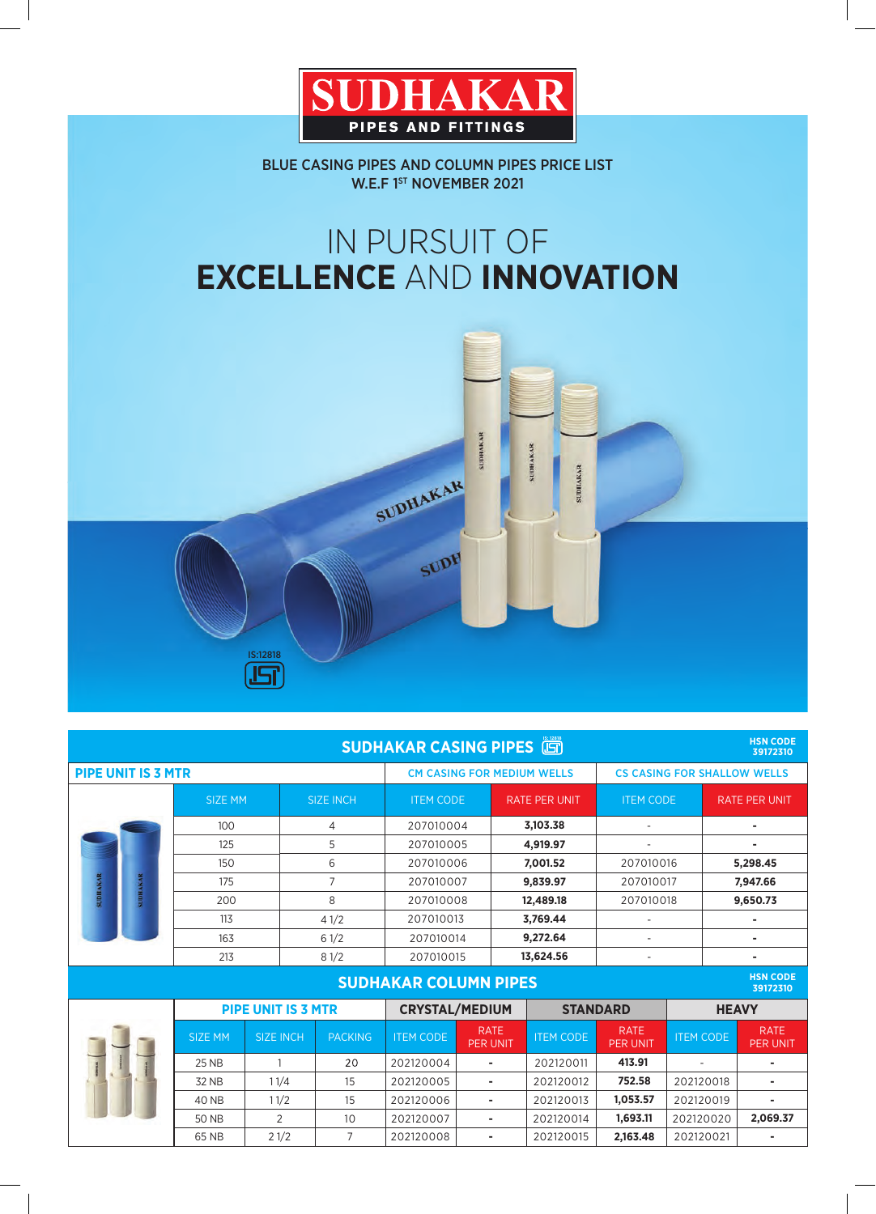# SUDHAKAR
**PIPES AND FITTINGS**

**BLUE CASING PIPES AND COLUMN PIPES PRICE LIST**
**W.E.F 1ST NOVEMBER 2021**

## IN PURSUIT OF **EXCELLENCE** AND **INNOVATION**

IS:12818

## SUDHAKAR CASING PIPES

HSN CODE 39172310

| PIPE UNIT IS 3 MTR | | CM CASING FOR MEDIUM WELLS | | CS CASING FOR SHALLOW WELLS | |
|---|---|---|---|---|---|
| SIZE MM | SIZE INCH | ITEM CODE | RATE PER UNIT | ITEM CODE | RATE PER UNIT |
| 100 | 4 | 207010004 | **3,103.38** | - | - |
| 125 | 5 | 207010005 | **4,919.97** | - | - |
| 150 | 6 | 207010006 | **7,001.52** | 207010016 | **5,298.45** |
| 175 | 7 | 207010007 | **9,839.97** | 207010017 | **7,947.66** |
| 200 | 8 | 207010008 | **12,489.18** | 207010018 | **9,650.73** |
| 113 | 4 1/2 | 207010013 | **3,769.44** | - | - |
| 163 | 6 1/2 | 207010014 | **9,272.64** | - | - |
| 213 | 8 1/2 | 207010015 | **13,624.56** | - | - |

## SUDHAKAR COLUMN PIPES

HSN CODE 39172310

| PIPE UNIT IS 3 MTR | | | CRYSTAL/MEDIUM | | STANDARD | | HEAVY | |
|---|---|---|---|---|---|---|---|---|
| SIZE MM | SIZE INCH | PACKING | ITEM CODE | RATE PER UNIT | ITEM CODE | RATE PER UNIT | ITEM CODE | RATE PER UNIT |
| 25 NB | 1 | 20 | 202120004 | - | 202120011 | **413.91** | - | - |
| 32 NB | 1 1/4 | 15 | 202120005 | - | 202120012 | **752.58** | 202120018 | - |
| 40 NB | 1 1/2 | 15 | 202120006 | - | 202120013 | **1,053.57** | 202120019 | - |
| 50 NB | 2 | 10 | 202120007 | - | 202120014 | **1,693.11** | 202120020 | **2,069.37** |
| 65 NB | 2 1/2 | 7 | 202120008 | - | 202120015 | **2,163.48** | 202120021 | - |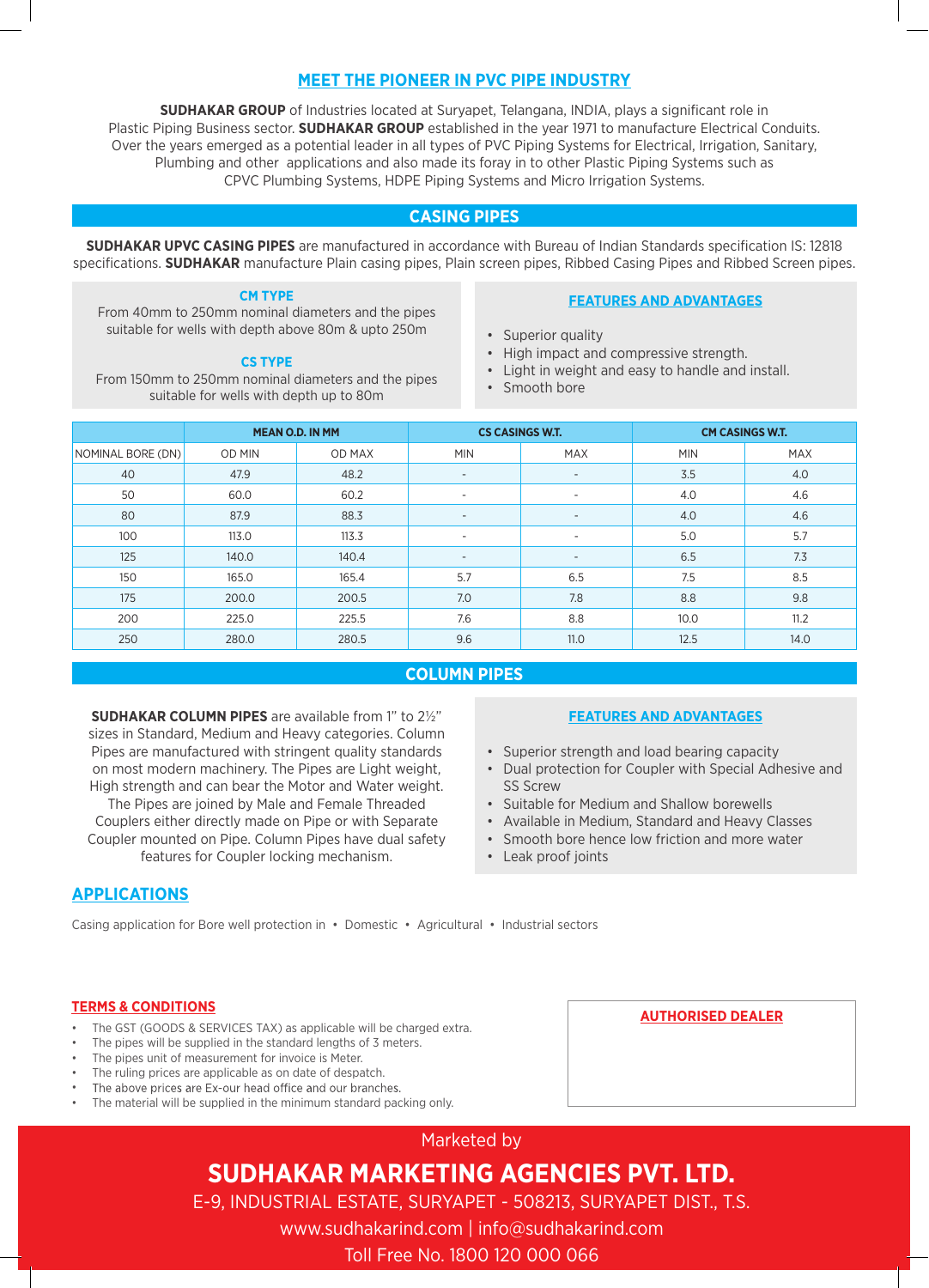## MEET THE PIONEER IN PVC PIPE INDUSTRY

**SUDHAKAR GROUP** of Industries located at Suryapet, Telangana, INDIA, plays a significant role in Plastic Piping Business sector. **SUDHAKAR GROUP** established in the year 1971 to manufacture Electrical Conduits. Over the years emerged as a potential leader in all types of PVC Piping Systems for Electrical, Irrigation, Sanitary, Plumbing and other applications and also made its foray in to other Plastic Piping Systems such as CPVC Plumbing Systems, HDPE Piping Systems and Micro Irrigation Systems.

## CASING PIPES

**SUDHAKAR UPVC CASING PIPES** are manufactured in accordance with Bureau of Indian Standards specification IS: 12818 specifications. **SUDHAKAR** manufacture Plain casing pipes, Plain screen pipes, Ribbed Casing Pipes and Ribbed Screen pipes.

### CM TYPE

From 40mm to 250mm nominal diameters and the pipes suitable for wells with depth above 80m & upto 250m

### CS TYPE

From 150mm to 250mm nominal diameters and the pipes suitable for wells with depth up to 80m

### FEATURES AND ADVANTAGES

- Superior quality
- High impact and compressive strength.
- Light in weight and easy to handle and install.
- Smooth bore

| | MEAN O.D. IN MM | | CS CASINGS W.T. | | CM CASINGS W.T. | |
|---|---|---|---|---|---|---|
| NOMINAL BORE (DN) | OD MIN | OD MAX | MIN | MAX | MIN | MAX |
| 40 | 47.9 | 48.2 | - | - | 3.5 | 4.0 |
| 50 | 60.0 | 60.2 | - | - | 4.0 | 4.6 |
| 80 | 87.9 | 88.3 | - | - | 4.0 | 4.6 |
| 100 | 113.0 | 113.3 | - | - | 5.0 | 5.7 |
| 125 | 140.0 | 140.4 | - | - | 6.5 | 7.3 |
| 150 | 165.0 | 165.4 | 5.7 | 6.5 | 7.5 | 8.5 |
| 175 | 200.0 | 200.5 | 7.0 | 7.8 | 8.8 | 9.8 |
| 200 | 225.0 | 225.5 | 7.6 | 8.8 | 10.0 | 11.2 |
| 250 | 280.0 | 280.5 | 9.6 | 11.0 | 12.5 | 14.0 |

## COLUMN PIPES

**SUDHAKAR COLUMN PIPES** are available from 1" to 2½" sizes in Standard, Medium and Heavy categories. Column Pipes are manufactured with stringent quality standards on most modern machinery. The Pipes are Light weight, High strength and can bear the Motor and Water weight. The Pipes are joined by Male and Female Threaded Couplers either directly made on Pipe or with Separate Coupler mounted on Pipe. Column Pipes have dual safety features for Coupler locking mechanism.

### FEATURES AND ADVANTAGES

- Superior strength and load bearing capacity
- Dual protection for Coupler with Special Adhesive and SS Screw
- Suitable for Medium and Shallow borewells
- Available in Medium, Standard and Heavy Classes
- Smooth bore hence low friction and more water
- Leak proof joints

## APPLICATIONS

Casing application for Bore well protection in • Domestic • Agricultural • Industrial sectors

### TERMS & CONDITIONS

- The GST (GOODS & SERVICES TAX) as applicable will be charged extra.
- The pipes will be supplied in the standard lengths of 3 meters.
- The pipes unit of measurement for invoice is Meter.
- The ruling prices are applicable as on date of despatch.
- The above prices are Ex-our head office and our branches.
- The material will be supplied in the minimum standard packing only.

### AUTHORISED DEALER

Marketed by

**SUDHAKAR MARKETING AGENCIES PVT. LTD.**

E-9, INDUSTRIAL ESTATE, SURYAPET - 508213, SURYAPET DIST., T.S.

www.sudhakarind.com | info@sudhakarind.com

Toll Free No. 1800 120 000 066